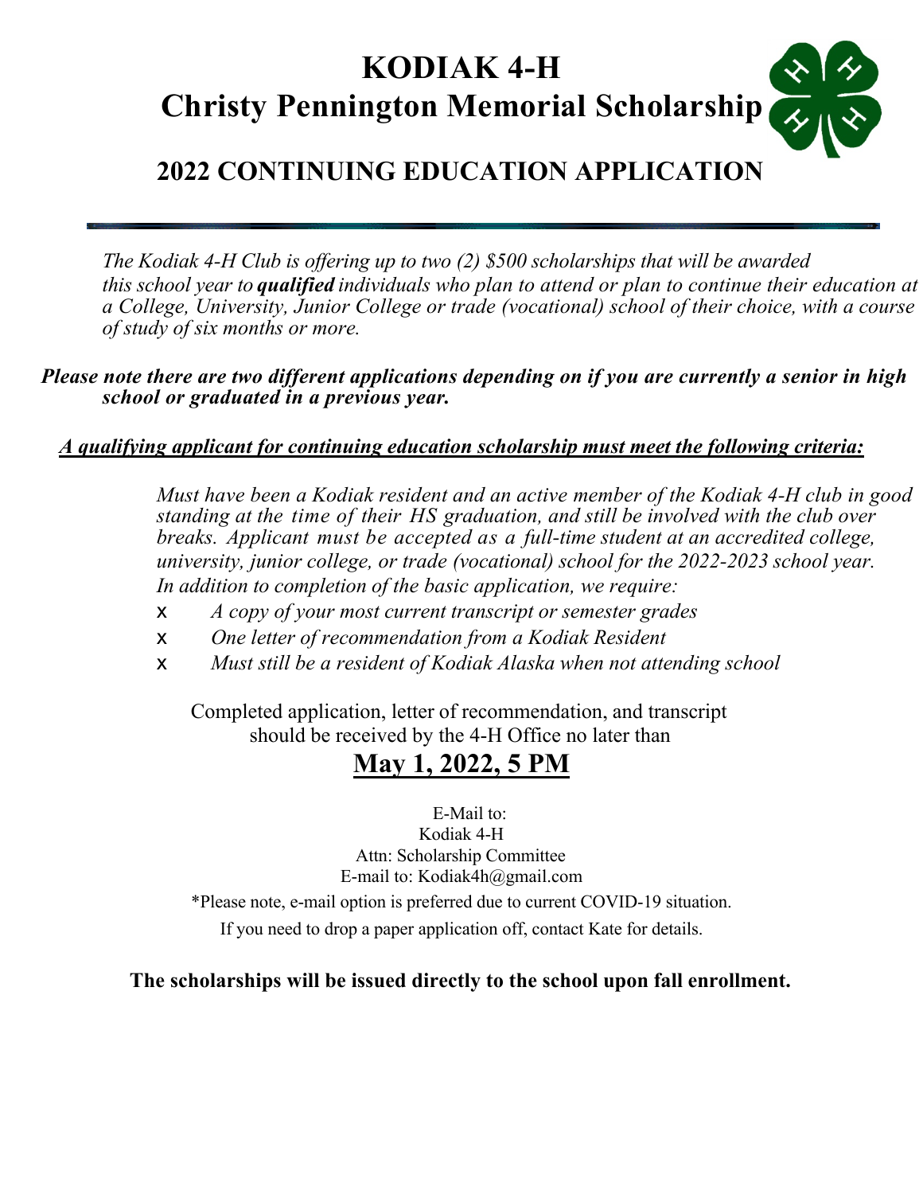# KODIAK 4-H
# Christy Pennington Memorial Scholarship

## 2022 CONTINUING EDUCATION APPLICATION

---

*The Kodiak 4-H Club is offering up to two (2) $500 scholarships that will be awarded this school year to **qualified** individuals who plan to attend or plan to continue their education at a College, University, Junior College or trade (vocational) school of their choice, with a course of study of six months or more.*

***Please note there are two different applications depending on if you are currently a senior in high school or graduated in a previous year.***

***<u>A qualifying applicant for continuing education scholarship must meet the following criteria:</u>***

*Must have been a Kodiak resident and an active member of the Kodiak 4-H club in good standing at the time of their HS graduation, and still be involved with the club over breaks. Applicant must be accepted as a full-time student at an accredited college, university, junior college, or trade (vocational) school for the 2022-2023 school year. In addition to completion of the basic application, we require:*

- *A copy of your most current transcript or semester grades*
- *One letter of recommendation from a Kodiak Resident*
- *Must still be a resident of Kodiak Alaska when not attending school*

Completed application, letter of recommendation, and transcript should be received by the 4-H Office no later than

**<u>May 1, 2022, 5 PM</u>**

E-Mail to:
Kodiak 4-H
Attn: Scholarship Committee
E-mail to: Kodiak4h@gmail.com

*Please note, e-mail option is preferred due to current COVID-19 situation.
If you need to drop a paper application off, contact Kate for details.

**The scholarships will be issued directly to the school upon fall enrollment.**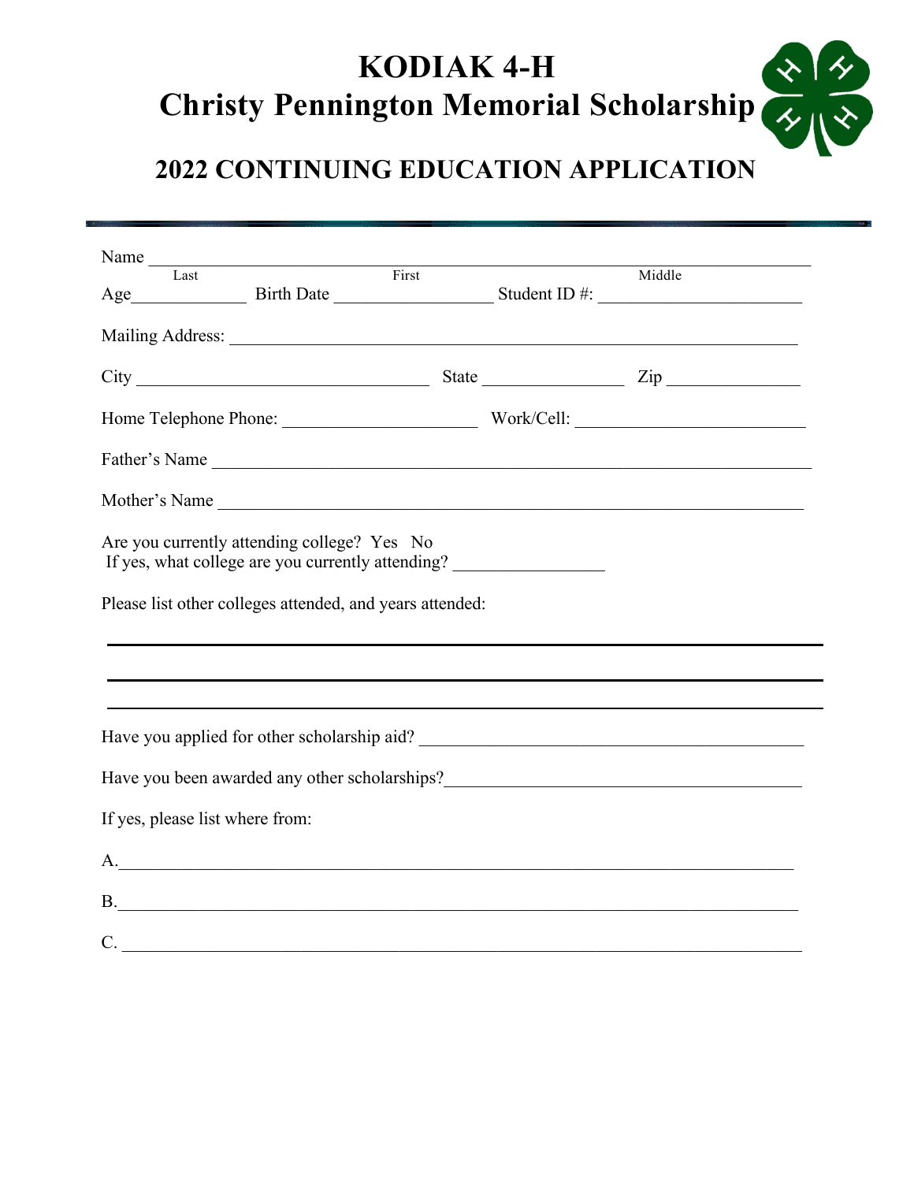# KODIAK 4-H
# Christy Pennington Memorial Scholarship

## 2022 CONTINUING EDUCATION APPLICATION

---

Name ___________________________________________________________________________
Last                                        First                                        Middle

Age____________ Birth Date __________________ Student ID #: ______________________

Mailing Address: _______________________________________________________________

City _________________________________ State ________________ Zip _______________

Home Telephone Phone: _____________________ Work/Cell: _________________________

Father's Name __________________________________________________________________

Mother's Name __________________________________________________________________

Are you currently attending college? Yes No
If yes, what college are you currently attending? ________________

Please list other colleges attended, and years attended:

___________________________________________________________________________

___________________________________________________________________________

___________________________________________________________________________

Have you applied for other scholarship aid? ____________________________________________

Have you been awarded any other scholarships?_________________________________________

If yes, please list where from:

A.__________________________________________________________________________

B.__________________________________________________________________________

C. __________________________________________________________________________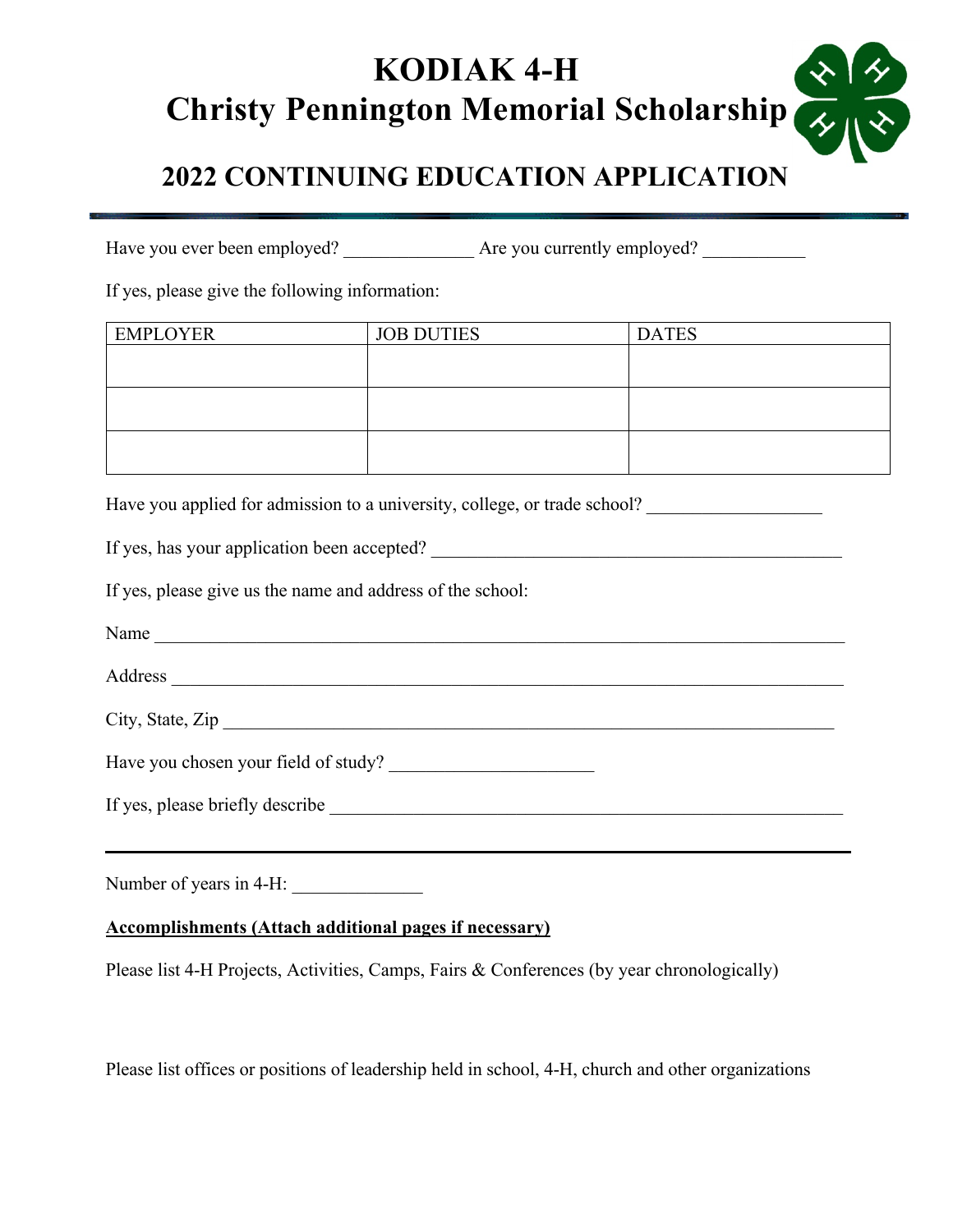# KODIAK 4-H
# Christy Pennington Memorial Scholarship

## 2022 CONTINUING EDUCATION APPLICATION

---

Have you ever been employed? ______________ Are you currently employed? ___________

If yes, please give the following information:

| EMPLOYER | JOB DUTIES | DATES |
|---|---|---|
| | | |
| | | |
| | | |

Have you applied for admission to a university, college, or trade school? ___________________

If yes, has your application been accepted? _____________________________________________

If yes, please give us the name and address of the school:

Name ___________________________________________________________________________

Address _________________________________________________________________________

City, State, Zip ___________________________________________________________________

Have you chosen your field of study? ______________________

If yes, please briefly describe ________________________________________________________

---

Number of years in 4-H: ______________

**Accomplishments (Attach additional pages if necessary)**

Please list 4-H Projects, Activities, Camps, Fairs & Conferences (by year chronologically)

Please list offices or positions of leadership held in school, 4-H, church and other organizations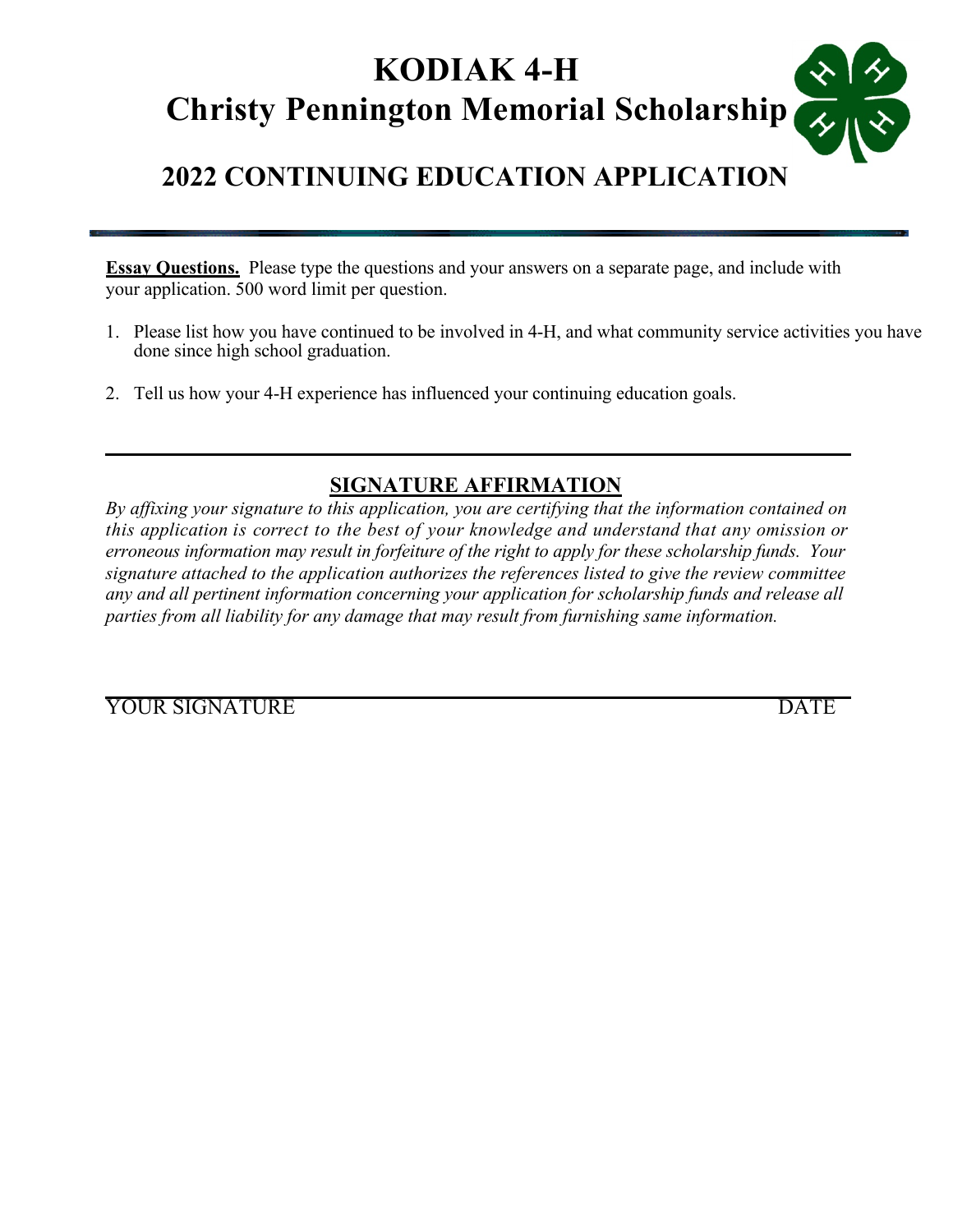# KODIAK 4-H
# Christy Pennington Memorial Scholarship

## 2022 CONTINUING EDUCATION APPLICATION

---

**Essay Questions.** Please type the questions and your answers on a separate page, and include with your application. 500 word limit per question.

1. Please list how you have continued to be involved in 4-H, and what community service activities you have done since high school graduation.

2. Tell us how your 4-H experience has influenced your continuing education goals.

---

## SIGNATURE AFFIRMATION

*By affixing your signature to this application, you are certifying that the information contained on this application is correct to the best of your knowledge and understand that any omission or erroneous information may result in forfeiture of the right to apply for these scholarship funds. Your signature attached to the application authorizes the references listed to give the review committee any and all pertinent information concerning your application for scholarship funds and release all parties from all liability for any damage that may result from furnishing same information.*

YOUR SIGNATURE DATE